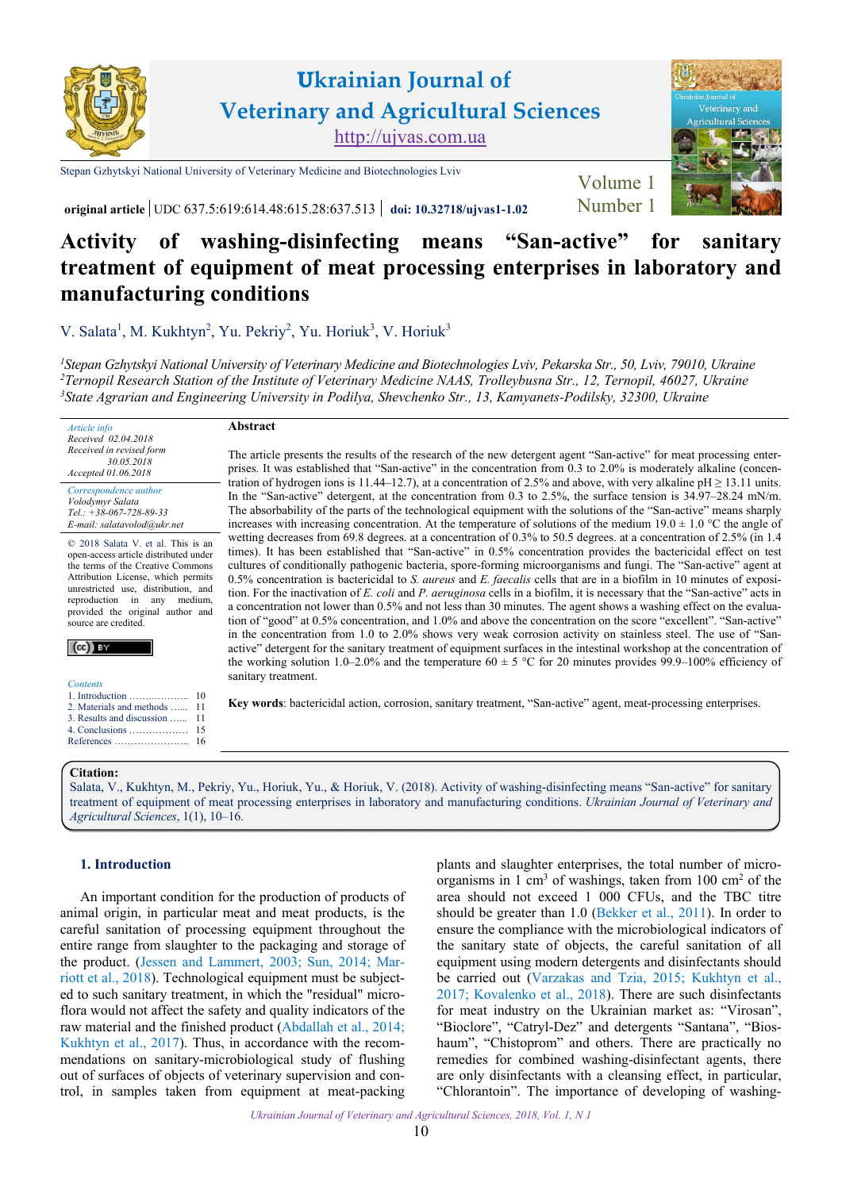# Activity of washing-disinfecting means "San-active" for sanitary treatment of equipment of meat processing enterprises in laboratory and manufacturing conditions

original article | UDC 637.5:619:614.48:615.28:637.513 | doi: 10.32718/ujvas1-1.02

V. Salata[1], M. Kukhtyn[2], Yu. Pekriy[2], Yu. Horiuk[3], V. Horiuk[3]

[1]*Stepan Gzhytskyi National University of Veterinary Medicine and Biotechnologies Lviv, Pekarska Str., 50, Lviv, 79010, Ukraine*
[2]*Ternopil Research Station of the Institute of Veterinary Medicine NAAS, Trolleybusna Str., 12, Ternopil, 46027, Ukraine*
[3]*State Agrarian and Engineering University in Podilya, Shevchenko Str., 13, Kamyanets-Podilsky, 32300, Ukraine*

*Article info*
*Received 02.04.2018*
*Received in revised form 30.05.2018*
*Accepted 01.06.2018*

*Correspondence author*
*Volodymyr Salata*
*Tel.: +38-067-728-89-33*
*E-mail: salatavolod@ukr.net*

© 2018 Salata V. et al. This is an open-access article distributed under the terms of the Creative Commons Attribution License, which permits unrestricted use, distribution, and reproduction in any medium, provided the original author and source are credited.

*Contents*
1. Introduction .................. 10
2. Materials and methods ...... 11
3. Results and discussion ...... 11
4. Conclusions ................. 15
References ...................... 16

## Abstract

The article presents the results of the research of the new detergent agent "San-active" for meat processing enterprises. It was established that "San-active" in the concentration from 0.3 to 2.0% is moderately alkaline (concentration of hydrogen ions is 11.44–12.7), at a concentration of 2.5% and above, with very alkaline pH ≥ 13.11 units. In the "San-active" detergent, at the concentration from 0.3 to 2.5%, the surface tension is 34.97–28.24 mN/m. The absorbability of the parts of the technological equipment with the solutions of the "San-active" means sharply increases with increasing concentration. At the temperature of solutions of the medium 19.0 ± 1.0 °C the angle of wetting decreases from 69.8 degrees. at a concentration of 0.3% to 50.5 degrees. at a concentration of 2.5% (in 1.4 times). It has been established that "San-active" in 0.5% concentration provides the bactericidal effect on test cultures of conditionally pathogenic bacteria, spore-forming microorganisms and fungi. The "San-active" agent at 0.5% concentration is bactericidal to *S. aureus* and *E. faecalis* cells that are in a biofilm in 10 minutes of exposition. For the inactivation of *E. coli* and *P. aeruginosa* cells in a biofilm, it is necessary that the "San-active" acts in a concentration not lower than 0.5% and not less than 30 minutes. The agent shows a washing effect on the evaluation of "good" at 0.5% concentration, and 1.0% and above the concentration on the score "excellent". "San-active" in the concentration from 1.0 to 2.0% shows very weak corrosion activity on stainless steel. The use of "San-active" detergent for the sanitary treatment of equipment surfaces in the intestinal workshop at the concentration of the working solution 1.0–2.0% and the temperature 60 ± 5 °C for 20 minutes provides 99.9–100% efficiency of sanitary treatment.

**Key words**: bactericidal action, corrosion, sanitary treatment, "San-active" agent, meat-processing enterprises.

**Citation:**
Salata, V., Kukhtyn, M., Pekriy, Yu., Horiuk, Yu., & Horiuk, V. (2018). Activity of washing-disinfecting means "San-active" for sanitary treatment of equipment of meat processing enterprises in laboratory and manufacturing conditions. *Ukrainian Journal of Veterinary and Agricultural Sciences*, 1(1), 10–16.

## 1. Introduction

An important condition for the production of products of animal origin, in particular meat and meat products, is the careful sanitation of processing equipment throughout the entire range from slaughter to the packaging and storage of the product. (Jessen and Lammert, 2003; Sun, 2014; Marriott et al., 2018). Technological equipment must be subjected to such sanitary treatment, in which the "residual" microflora would not affect the safety and quality indicators of the raw material and the finished product (Abdallah et al., 2014; Kukhtyn et al., 2017). Thus, in accordance with the recommendations on sanitary-microbiological study of flushing out of surfaces of objects of veterinary supervision and control, in samples taken from equipment at meat-packing plants and slaughter enterprises, the total number of microorganisms in 1 cm$^3$ of washings, taken from 100 cm$^2$ of the area should not exceed 1 000 CFUs, and the TBC titre should be greater than 1.0 (Bekker et al., 2011). In order to ensure the compliance with the microbiological indicators of the sanitary state of objects, the careful sanitation of all equipment using modern detergents and disinfectants should be carried out (Varzakas and Tzia, 2015; Kukhtyn et al., 2017; Kovalenko et al., 2018). There are such disinfectants for meat industry on the Ukrainian market as: "Virosan", "Bioclore", "Catryl-Dez" and detergents "Santana", "Bioshaum", "Chistoprom" and others. There are practically no remedies for combined washing-disinfectant agents, there are only disinfectants with a cleansing effect, in particular, "Chlorantoin". The importance of developing of washing-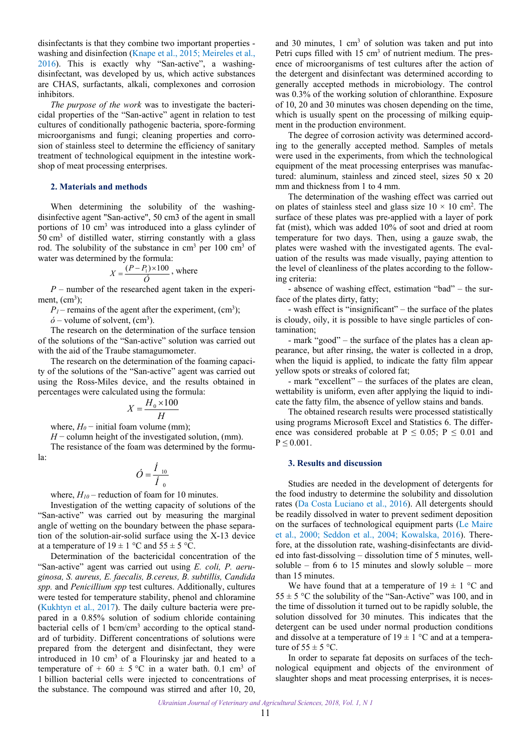disinfectants is that they combine two important properties - washing and disinfection (Knape et al., 2015; Meireles et al., 2016). This is exactly why "San-active", a washing-disinfectant, was developed by us, which active substances are CHAS, surfactants, alkali, complexones and corrosion inhibitors.

*The purpose of the work* was to investigate the bactericidal properties of the "San-active" agent in relation to test cultures of conditionally pathogenic bacteria, spore-forming microorganisms and fungi; cleaning properties and corrosion of stainless steel to determine the efficiency of sanitary treatment of technological equipment in the intestine workshop of meat processing enterprises.

## 2. Materials and methods

When determining the solubility of the washing-disinfective agent "San-active", 50 cm3 of the agent in small portions of 10 $cm^3$ was introduced into a glass cylinder of 50 $cm^3$ of distilled water, stirring constantly with a glass rod. The solubility of the substance in $cm^3$ per 100 $cm^3$ of water was determined by the formula:

$$X = \frac{(P - P_1) \times 100}{Ó}, \text{ where}$$

$P$ – number of the researched agent taken in the experiment, ($cm^3$);

$P_1$ – remains of the agent after the experiment, ($cm^3$);

$ó$ – volume of solvent, ($cm^3$).

The research on the determination of the surface tension of the solutions of the "San-active" solution was carried out with the aid of the Traube stamagumometer.

The research on the determination of the foaming capacity of the solutions of the "San-active" agent was carried out using the Ross-Miles device, and the results obtained in percentages were calculated using the formula:

$$X = \frac{H_0 \times 100}{H}$$

where, $H_0$ − initial foam volume (mm);

$H$ − column height of the investigated solution, (mm).

The resistance of the foam was determined by the formula:

$$Ó = \frac{Í_{10}}{Í_0}$$

where, $H_{10}$ – reduction of foam for 10 minutes.

Investigation of the wetting capacity of solutions of the "San-active" was carried out by measuring the marginal angle of wetting on the boundary between the phase separation of the solution-air-solid surface using the X-13 device at a temperature of 19 ± 1 °C and 55 ± 5 °C.

Determination of the bactericidal concentration of the "San-active" agent was carried out using *E. coli, P. aeruginosa, S. aureus, E. faecalis, B.cereus, B. subtillis, Candida spp.* and *Penicillium spp* test cultures. Additionally, cultures were tested for temperature stability, phenol and chloramine (Kukhtyn et al., 2017). The daily culture bacteria were prepared in a 0.85% solution of sodium chloride containing bacterial cells of 1 bcm/$cm^3$ according to the optical standard of turbidity. Different concentrations of solutions were prepared from the detergent and disinfectant, they were introduced in 10 $cm^3$ of a Flourinsky jar and heated to a temperature of + 60 ± 5 °C in a water bath. 0.1 $cm^3$ of 1 billion bacterial cells were injected to concentrations of the substance. The compound was stirred and after 10, 20, and 30 minutes, 1 $cm^3$ of solution was taken and put into Petri cups filled with 15 $cm^3$ of nutrient medium. The presence of microorganisms of test cultures after the action of the detergent and disinfectant was determined according to generally accepted methods in microbiology. The control was 0.3% of the working solution of chloranthine. Exposure of 10, 20 and 30 minutes was chosen depending on the time, which is usually spent on the processing of milking equipment in the production environment.

The degree of corrosion activity was determined according to the generally accepted method. Samples of metals were used in the experiments, from which the technological equipment of the meat processing enterprises was manufactured: aluminum, stainless and zinced steel, sizes 50 x 20 mm and thickness from 1 to 4 mm.

The determination of the washing effect was carried out on plates of stainless steel and glass size 10 × 10 $cm^2$. The surface of these plates was pre-applied with a layer of pork fat (mist), which was added 10% of soot and dried at room temperature for two days. Then, using a gauze swab, the plates were washed with the investigated agents. The evaluation of the results was made visually, paying attention to the level of cleanliness of the plates according to the following criteria:

- absence of washing effect, estimation "bad" – the surface of the plates dirty, fatty;
- wash effect is "insignificant" – the surface of the plates is cloudy, oily, it is possible to have single particles of contamination;
- mark "good" – the surface of the plates has a clean appearance, but after rinsing, the water is collected in a drop, when the liquid is applied, to indicate the fatty film appear yellow spots or streaks of colored fat;
- mark "excellent" – the surfaces of the plates are clean, wettability is uniform, even after applying the liquid to indicate the fatty film, the absence of yellow stains and bands.

The obtained research results were processed statistically using programs Microsoft Excel and Statistics 6. The difference was considered probable at $P \leq 0.05$; $P \leq 0.01$ and $P \leq 0.001$.

## 3. Results and discussion

Studies are needed in the development of detergents for the food industry to determine the solubility and dissolution rates (Da Costa Luciano et al., 2016). All detergents should be readily dissolved in water to prevent sediment deposition on the surfaces of technological equipment parts (Le Maire et al., 2000; Seddon et al., 2004; Kowalska, 2016). Therefore, at the dissolution rate, washing-disinfectants are divided into fast-dissolving – dissolution time of 5 minutes, well-soluble – from 6 to 15 minutes and slowly soluble – more than 15 minutes.

We have found that at a temperature of 19 ± 1 °C and 55 ± 5 °C the solubility of the "San-Active" was 100, and in the time of dissolution it turned out to be rapidly soluble, the solution dissolved for 30 minutes. This indicates that the detergent can be used under normal production conditions and dissolve at a temperature of 19 ± 1 °C and at a temperature of 55 ± 5 °C.

In order to separate fat deposits on surfaces of the technological equipment and objects of the environment of slaughter shops and meat processing enterprises, it is neces-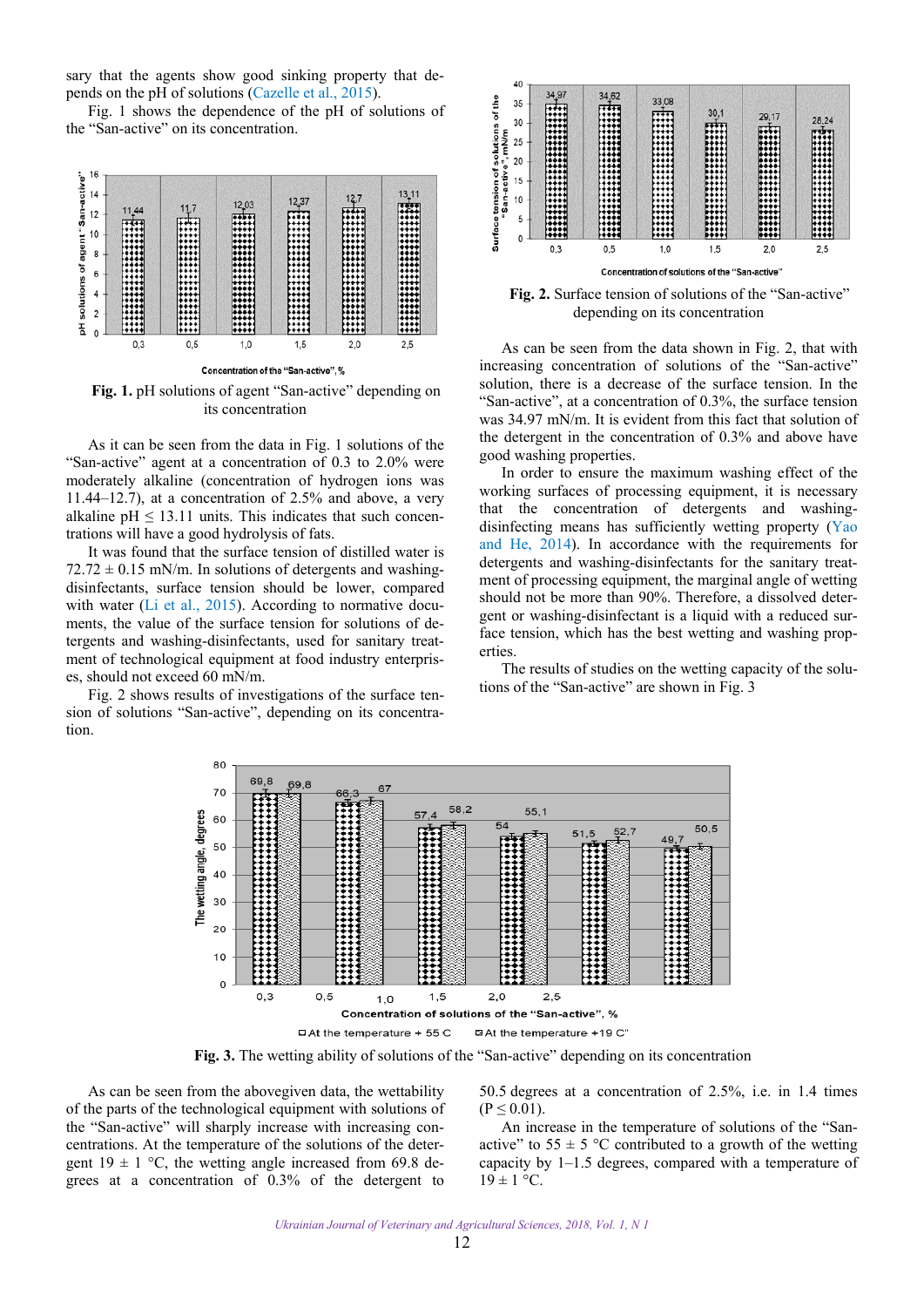sary that the agents show good sinking property that depends on the pH of solutions (Cazelle et al., 2015).

Fig. 1 shows the dependence of the pH of solutions of the "San-active" on its concentration.

**Fig. 1.** pH solutions of agent "San-active" depending on its concentration

As it can be seen from the data in Fig. 1 solutions of the "San-active" agent at a concentration of 0.3 to 2.0% were moderately alkaline (concentration of hydrogen ions was 11.44–12.7), at a concentration of 2.5% and above, a very alkaline pH ≤ 13.11 units. This indicates that such concentrations will have a good hydrolysis of fats.

It was found that the surface tension of distilled water is 72.72 ± 0.15 mN/m. In solutions of detergents and washing-disinfectants, surface tension should be lower, compared with water (Li et al., 2015). According to normative documents, the value of the surface tension for solutions of detergents and washing-disinfectants, used for sanitary treatment of technological equipment at food industry enterprises, should not exceed 60 mN/m.

Fig. 2 shows results of investigations of the surface tension of solutions "San-active", depending on its concentration.

**Fig. 2.** Surface tension of solutions of the "San-active" depending on its concentration

As can be seen from the data shown in Fig. 2, that with increasing concentration of solutions of the "San-active" solution, there is a decrease of the surface tension. In the "San-active", at a concentration of 0.3%, the surface tension was 34.97 mN/m. It is evident from this fact that solution of the detergent in the concentration of 0.3% and above have good washing properties.

In order to ensure the maximum washing effect of the working surfaces of processing equipment, it is necessary that the concentration of detergents and washing-disinfecting means has sufficiently wetting property (Yao and He, 2014). In accordance with the requirements for detergents and washing-disinfectants for the sanitary treatment of processing equipment, the marginal angle of wetting should not be more than 90%. Therefore, a dissolved detergent or washing-disinfectant is a liquid with a reduced surface tension, which has the best wetting and washing properties.

The results of studies on the wetting capacity of the solutions of the "San-active" are shown in Fig. 3

**Fig. 3.** The wetting ability of solutions of the "San-active" depending on its concentration

As can be seen from the abovegiven data, the wettability of the parts of the technological equipment with solutions of the "San-active" will sharply increase with increasing concentrations. At the temperature of the solutions of the detergent 19 ± 1 °C, the wetting angle increased from 69.8 degrees at a concentration of 0.3% of the detergent to 50.5 degrees at a concentration of 2.5%, i.e. in 1.4 times ($P \leq 0.01$).

An increase in the temperature of solutions of the "San-active" to 55 ± 5 °C contributed to a growth of the wetting capacity by 1–1.5 degrees, compared with a temperature of 19 ± 1 °C.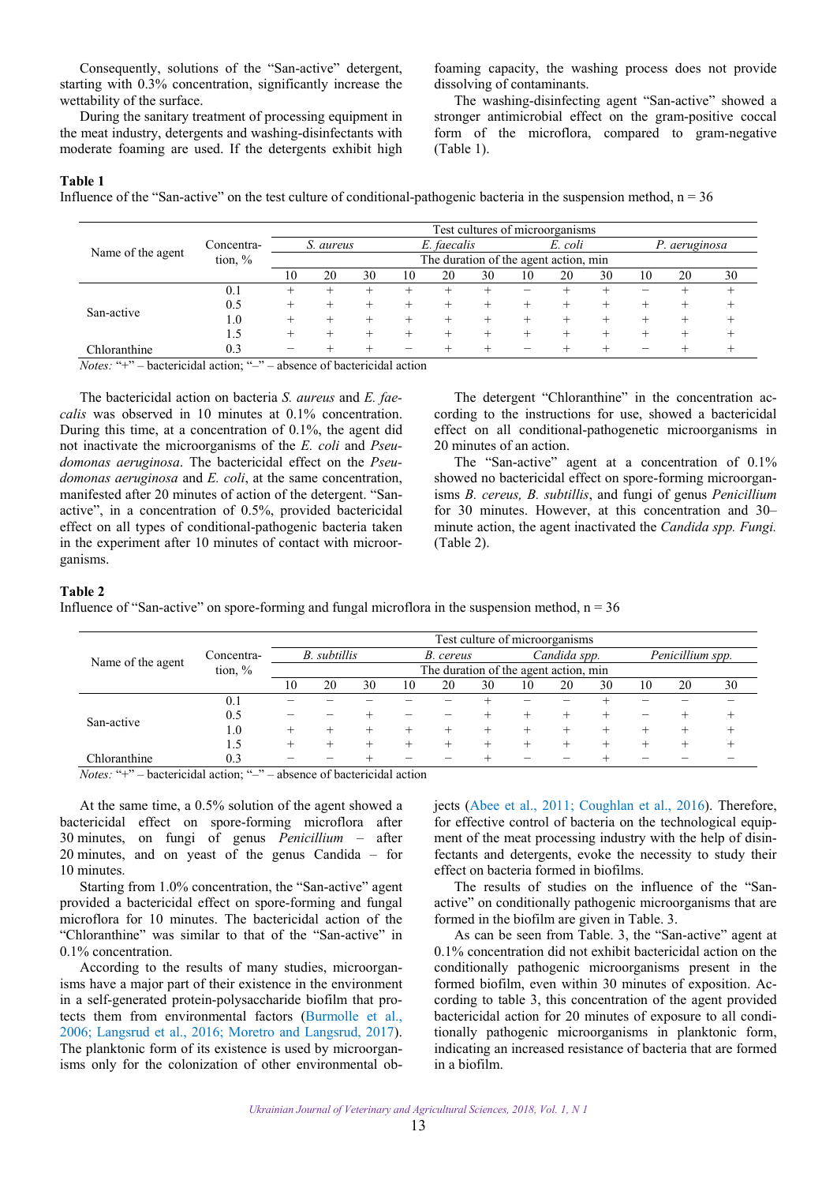Consequently, solutions of the "San-active" detergent, starting with 0.3% concentration, significantly increase the wettability of the surface.

During the sanitary treatment of processing equipment in the meat industry, detergents and washing-disinfectants with moderate foaming are used. If the detergents exhibit high foaming capacity, the washing process does not provide dissolving of contaminants.

The washing-disinfecting agent "San-active" showed a stronger antimicrobial effect on the gram-positive coccal form of the microflora, compared to gram-negative (Table 1).

**Table 1**
Influence of the "San-active" on the test culture of conditional-pathogenic bacteria in the suspension method, n = 36

| Name of the agent | Concentration, % | Test cultures of microorganisms | | | | | | | | | | | |
|---|---|---|---|---|---|---|---|---|---|---|---|---|---|
| | | *S. aureus* | | | *E. faecalis* | | | *E. coli* | | | *P. aeruginosa* | | |
| | | The duration of the agent action, min | | | | | | | | | | | |
| | | 10 | 20 | 30 | 10 | 20 | 30 | 10 | 20 | 30 | 10 | 20 | 30 |
| San-active | 0.1 | + | + | + | + | + | + | – | + | + | – | + | + |
| | 0.5 | + | + | + | + | + | + | + | + | + | + | + | + |
| | 1.0 | + | + | + | + | + | + | + | + | + | + | + | + |
| | 1.5 | + | + | + | + | + | + | + | + | + | + | + | + |
| Chloranthine | 0.3 | – | + | + | – | + | + | – | + | + | – | + | + |

*Notes:* "+" – bactericidal action; "–" – absence of bactericidal action

The bactericidal action on bacteria *S. aureus* and *E. faecalis* was observed in 10 minutes at 0.1% concentration. During this time, at a concentration of 0.1%, the agent did not inactivate the microorganisms of the *E. coli* and *Pseudomonas aeruginosa*. The bactericidal effect on the *Pseudomonas aeruginosa* and *E. coli*, at the same concentration, manifested after 20 minutes of action of the detergent. "San-active", in a concentration of 0.5%, provided bactericidal effect on all types of conditional-pathogenic bacteria taken in the experiment after 10 minutes of contact with microorganisms.

The detergent "Chloranthine" in the concentration according to the instructions for use, showed a bactericidal effect on all conditional-pathogenetic microorganisms in 20 minutes of an action.

The "San-active" agent at a concentration of 0.1% showed no bactericidal effect on spore-forming microorganisms *B. cereus, B. subtillis*, and fungi of genus *Penicillium* for 30 minutes. However, at this concentration and 30–minute action, the agent inactivated the *Candida spp. Fungi.* (Table 2).

**Table 2**
Influence of "San-active" on spore-forming and fungal microflora in the suspension method, n = 36

| Name of the agent | Concentration, % | Test culture of microorganisms | | | | | | | | | | | |
|---|---|---|---|---|---|---|---|---|---|---|---|---|---|
| | | *B. subtillis* | | | *B. cereus* | | | *Candida spp.* | | | *Penicillium spp.* | | |
| | | The duration of the agent action, min | | | | | | | | | | | |
| | | 10 | 20 | 30 | 10 | 20 | 30 | 10 | 20 | 30 | 10 | 20 | 30 |
| San-active | 0.1 | – | – | – | – | – | + | – | – | + | – | – | – |
| | 0.5 | – | – | + | – | – | + | + | + | + | – | + | + |
| | 1.0 | + | + | + | + | + | + | + | + | + | + | + | + |
| | 1.5 | + | + | + | + | + | + | + | + | + | + | + | + |
| Chloranthine | 0.3 | – | – | + | – | – | + | – | – | + | – | – | – |

*Notes:* "+" – bactericidal action; "–" – absence of bactericidal action

At the same time, a 0.5% solution of the agent showed a bactericidal effect on spore-forming microflora after 30 minutes, on fungi of genus *Penicillium* – after 20 minutes, and on yeast of the genus Candida – for 10 minutes.

Starting from 1.0% concentration, the "San-active" agent provided a bactericidal effect on spore-forming and fungal microflora for 10 minutes. The bactericidal action of the "Chloranthine" was similar to that of the "San-active" in 0.1% concentration.

According to the results of many studies, microorganisms have a major part of their existence in the environment in a self-generated protein-polysaccharide biofilm that protects them from environmental factors (Burmolle et al., 2006; Langsrud et al., 2016; Moretro and Langsrud, 2017). The planktonic form of its existence is used by microorganisms only for the colonization of other environmental objects (Abee et al., 2011; Coughlan et al., 2016). Therefore, for effective control of bacteria on the technological equipment of the meat processing industry with the help of disinfectants and detergents, evoke the necessity to study their effect on bacteria formed in biofilms.

The results of studies on the influence of the "San-active" on conditionally pathogenic microorganisms that are formed in the biofilm are given in Table. 3.

As can be seen from Table. 3, the "San-active" agent at 0.1% concentration did not exhibit bactericidal action on the conditionally pathogenic microorganisms present in the formed biofilm, even within 30 minutes of exposition. According to table 3, this concentration of the agent provided bactericidal action for 20 minutes of exposure to all conditionally pathogenic microorganisms in planktonic form, indicating an increased resistance of bacteria that are formed in a biofilm.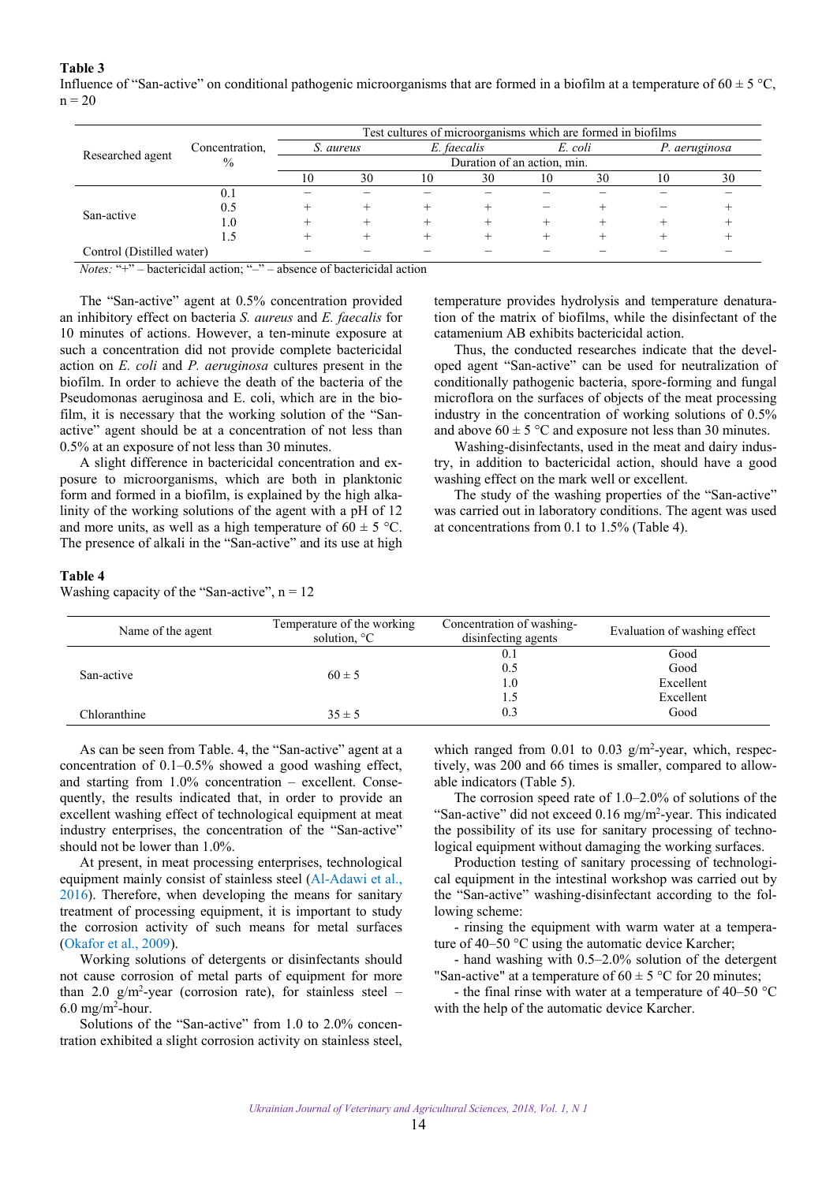**Table 3**

Influence of "San-active" on conditional pathogenic microorganisms that are formed in a biofilm at a temperature of 60 ± 5 °C, n = 20

| Researched agent | Concentration, % | Test cultures of microorganisms which are formed in biofilms | | | | | | | |
|---|---|---|---|---|---|---|---|---|---|
| | | *S. aureus* | | *E. faecalis* | | *E. coli* | | *P. aeruginosa* | |
| | | Duration of an action, min. | | | | | | | |
| | | 10 | 30 | 10 | 30 | 10 | 30 | 10 | 30 |
| San-active | 0.1 | – | – | – | – | – | – | – | – |
| | 0.5 | + | + | + | + | – | + | – | + |
| | 1.0 | + | + | + | + | + | + | + | + |
| | 1.5 | + | + | + | + | + | + | + | + |
| Control (Distilled water) | | – | – | – | – | – | – | – | – |

*Notes:* "+" – bactericidal action; "–" – absence of bactericidal action

The "San-active" agent at 0.5% concentration provided an inhibitory effect on bacteria *S. aureus* and *E. faecalis* for 10 minutes of actions. However, a ten-minute exposure at such a concentration did not provide complete bactericidal action on *E. coli* and *P. aeruginosa* cultures present in the biofilm. In order to achieve the death of the bacteria of the Pseudomonas aeruginosa and E. coli, which are in the biofilm, it is necessary that the working solution of the "San-active" agent should be at a concentration of not less than 0.5% at an exposure of not less than 30 minutes.

A slight difference in bactericidal concentration and exposure to microorganisms, which are both in planktonic form and formed in a biofilm, is explained by the high alkalinity of the working solutions of the agent with a pH of 12 and more units, as well as a high temperature of 60 ± 5 °C. The presence of alkali in the "San-active" and its use at high temperature provides hydrolysis and temperature denaturation of the matrix of biofilms, while the disinfectant of the catamenium AB exhibits bactericidal action.

Thus, the conducted researches indicate that the developed agent "San-active" can be used for neutralization of conditionally pathogenic bacteria, spore-forming and fungal microflora on the surfaces of objects of the meat processing industry in the concentration of working solutions of 0.5% and above 60 ± 5 °C and exposure not less than 30 minutes.

Washing-disinfectants, used in the meat and dairy industry, in addition to bactericidal action, should have a good washing effect on the mark well or excellent.

The study of the washing properties of the "San-active" was carried out in laboratory conditions. The agent was used at concentrations from 0.1 to 1.5% (Table 4).

**Table 4**

Washing capacity of the "San-active", n = 12

| Name of the agent | Temperature of the working solution, °C | Concentration of washing-disinfecting agents | Evaluation of washing effect |
|---|---|---|---|
| San-active | 60 ± 5 | 0.1 | Good |
| | | 0.5 | Good |
| | | 1.0 | Excellent |
| | | 1.5 | Excellent |
| Chloranthine | 35 ± 5 | 0.3 | Good |

As can be seen from Table. 4, the "San-active" agent at a concentration of 0.1–0.5% showed a good washing effect, and starting from 1.0% concentration – excellent. Consequently, the results indicated that, in order to provide an excellent washing effect of technological equipment at meat industry enterprises, the concentration of the "San-active" should not be lower than 1.0%.

At present, in meat processing enterprises, technological equipment mainly consist of stainless steel (Al-Adawi et al., 2016). Therefore, when developing the means for sanitary treatment of processing equipment, it is important to study the corrosion activity of such means for metal surfaces (Okafor et al., 2009).

Working solutions of detergents or disinfectants should not cause corrosion of metal parts of equipment for more than 2.0 g/m$^2$-year (corrosion rate), for stainless steel – 6.0 mg/m$^2$-hour.

Solutions of the "San-active" from 1.0 to 2.0% concentration exhibited a slight corrosion activity on stainless steel, which ranged from 0.01 to 0.03 g/m$^2$-year, which, respectively, was 200 and 66 times is smaller, compared to allowable indicators (Table 5).

The corrosion speed rate of 1.0–2.0% of solutions of the "San-active" did not exceed 0.16 mg/m$^2$-year. This indicated the possibility of its use for sanitary processing of technological equipment without damaging the working surfaces.

Production testing of sanitary processing of technological equipment in the intestinal workshop was carried out by the "San-active" washing-disinfectant according to the following scheme:

- rinsing the equipment with warm water at a temperature of 40–50 °C using the automatic device Karcher;
- hand washing with 0.5–2.0% solution of the detergent "San-active" at a temperature of 60 ± 5 °C for 20 minutes;
- the final rinse with water at a temperature of 40–50 °C with the help of the automatic device Karcher.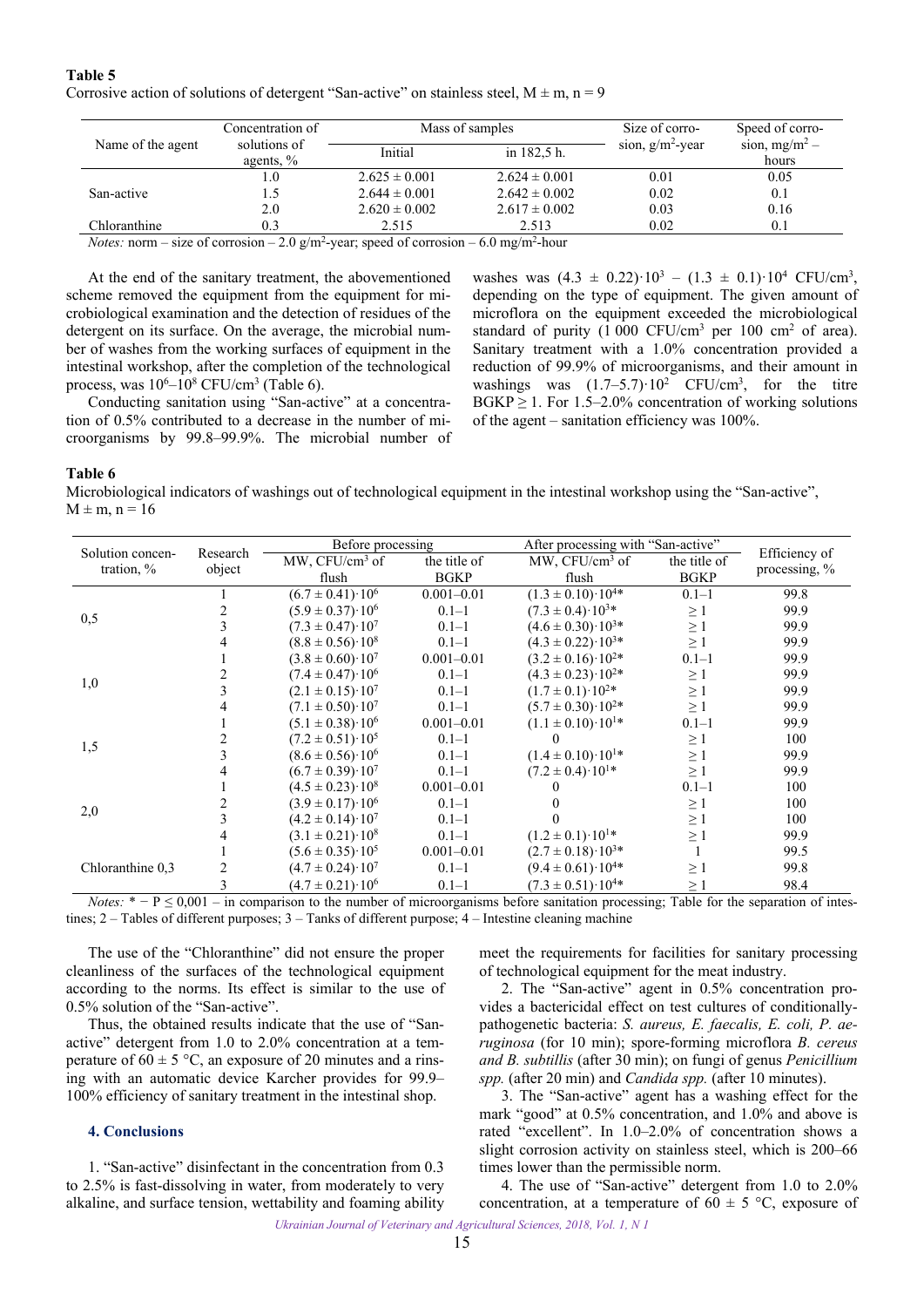**Table 5**
Corrosive action of solutions of detergent "San-active" on stainless steel, M ± m, n = 9

| Name of the agent | Concentration of solutions of agents, % | Mass of samples | | Size of corrosion, g/m$^2$-year | Speed of corrosion, mg/m$^2$ – hours |
|---|---|---|---|---|---|
| | | Initial | in 182,5 h. | | |
| San-active | 1.0 | 2.625 ± 0.001 | 2.624 ± 0.001 | 0.01 | 0.05 |
| | 1.5 | 2.644 ± 0.001 | 2.642 ± 0.002 | 0.02 | 0.1 |
| | 2.0 | 2.620 ± 0.002 | 2.617 ± 0.002 | 0.03 | 0.16 |
| Chloranthine | 0.3 | 2.515 | 2.513 | 0.02 | 0.1 |

*Notes:* norm – size of corrosion – 2.0 g/m$^2$-year; speed of corrosion – 6.0 mg/m$^2$-hour

At the end of the sanitary treatment, the abovementioned scheme removed the equipment from the equipment for microbiological examination and the detection of residues of the detergent on its surface. On the average, the microbial number of washes from the working surfaces of equipment in the intestinal workshop, after the completion of the technological process, was $10^6$–$10^8$ CFU/cm$^3$ (Table 6).

Conducting sanitation using "San-active" at a concentration of 0.5% contributed to a decrease in the number of microorganisms by 99.8–99.9%. The microbial number of washes was $(4.3 \pm 0.22)\cdot10^3$ – $(1.3 \pm 0.1)\cdot10^4$ CFU/cm$^3$, depending on the type of equipment. The given amount of microflora on the equipment exceeded the microbiological standard of purity (1 000 CFU/cm$^3$ per 100 cm$^2$ of area). Sanitary treatment with a 1.0% concentration provided a reduction of 99.9% of microorganisms, and their amount in washings was $(1.7$–$5.7)\cdot10^2$ CFU/cm$^3$, for the titre BGKP ≥ 1. For 1.5–2.0% concentration of working solutions of the agent – sanitation efficiency was 100%.

**Table 6**
Microbiological indicators of washings out of technological equipment in the intestinal workshop using the "San-active", M ± m, n = 16

| Solution concentration, % | Research object | Before processing | | After processing with "San-active" | | Efficiency of processing, % |
|---|---|---|---|---|---|---|
| | | MW, CFU/cm$^3$ of flush | the title of BGKP | MW, CFU/cm$^3$ of flush | the title of BGKP | |
| 0,5 | 1 | $(6.7 \pm 0.41)\cdot10^6$ | 0.001–0.01 | $(1.3 \pm 0.10)\cdot10^4$* | 0.1–1 | 99.8 |
| | 2 | $(5.9 \pm 0.37)\cdot10^6$ | 0.1–1 | $(7.3 \pm 0.4)\cdot10^3$* | ≥ 1 | 99.9 |
| | 3 | $(7.3 \pm 0.47)\cdot10^7$ | 0.1–1 | $(4.6 \pm 0.30)\cdot10^3$* | ≥ 1 | 99.9 |
| | 4 | $(8.8 \pm 0.56)\cdot10^8$ | 0.1–1 | $(4.3 \pm 0.22)\cdot10^3$* | ≥ 1 | 99.9 |
| 1,0 | 1 | $(3.8 \pm 0.60)\cdot10^7$ | 0.001–0.01 | $(3.2 \pm 0.16)\cdot10^2$* | 0.1–1 | 99.9 |
| | 2 | $(7.4 \pm 0.47)\cdot10^6$ | 0.1–1 | $(4.3 \pm 0.23)\cdot10^2$* | ≥ 1 | 99.9 |
| | 3 | $(2.1 \pm 0.15)\cdot10^7$ | 0.1–1 | $(1.7 \pm 0.1)\cdot10^2$* | ≥ 1 | 99.9 |
| | 4 | $(7.1 \pm 0.50)\cdot10^7$ | 0.1–1 | $(5.7 \pm 0.30)\cdot10^2$* | ≥ 1 | 99.9 |
| 1,5 | 1 | $(5.1 \pm 0.38)\cdot10^6$ | 0.001–0.01 | $(1.1 \pm 0.10)\cdot10^1$* | 0.1–1 | 99.9 |
| | 2 | $(7.2 \pm 0.51)\cdot10^5$ | 0.1–1 | 0 | ≥ 1 | 100 |
| | 3 | $(8.6 \pm 0.56)\cdot10^6$ | 0.1–1 | $(1.4 \pm 0.10)\cdot10^1$* | ≥ 1 | 99.9 |
| | 4 | $(6.7 \pm 0.39)\cdot10^7$ | 0.1–1 | $(7.2 \pm 0.4)\cdot10^1$* | ≥ 1 | 99.9 |
| 2,0 | 1 | $(4.5 \pm 0.23)\cdot10^8$ | 0.001–0.01 | 0 | 0.1–1 | 100 |
| | 2 | $(3.9 \pm 0.17)\cdot10^6$ | 0.1–1 | 0 | ≥ 1 | 100 |
| | 3 | $(4.2 \pm 0.14)\cdot10^7$ | 0.1–1 | 0 | ≥ 1 | 100 |
| | 4 | $(3.1 \pm 0.21)\cdot10^8$ | 0.1–1 | $(1.2 \pm 0.1)\cdot10^1$* | ≥ 1 | 99.9 |
| Chloranthine 0,3 | 1 | $(5.6 \pm 0.35)\cdot10^5$ | 0.001–0.01 | $(2.7 \pm 0.18)\cdot10^3$* | 1 | 99.5 |
| | 2 | $(4.7 \pm 0.24)\cdot10^7$ | 0.1–1 | $(9.4 \pm 0.61)\cdot10^4$* | ≥ 1 | 99.8 |
| | 3 | $(4.7 \pm 0.21)\cdot10^6$ | 0.1–1 | $(7.3 \pm 0.51)\cdot10^4$* | ≥ 1 | 98.4 |

*Notes:* * − P ≤ 0,001 – in comparison to the number of microorganisms before sanitation processing; Table for the separation of intestines; 2 – Tables of different purposes; 3 – Tanks of different purpose; 4 – Intestine cleaning machine

The use of the "Chloranthine" did not ensure the proper cleanliness of the surfaces of the technological equipment according to the norms. Its effect is similar to the use of 0.5% solution of the "San-active".

Thus, the obtained results indicate that the use of "San-active" detergent from 1.0 to 2.0% concentration at a temperature of 60 ± 5 °C, an exposure of 20 minutes and a rinsing with an automatic device Karcher provides for 99.9–100% efficiency of sanitary treatment in the intestinal shop.

## 4. Conclusions

1. "San-active" disinfectant in the concentration from 0.3 to 2.5% is fast-dissolving in water, from moderately to very alkaline, and surface tension, wettability and foaming ability meet the requirements for facilities for sanitary processing of technological equipment for the meat industry.

2. The "San-active" agent in 0.5% concentration provides a bactericidal effect on test cultures of conditionally-pathogenetic bacteria: *S. aureus, E. faecalis, E. coli, P. aeruginosa* (for 10 min); spore-forming microflora *B. cereus and B. subtillis* (after 30 min); on fungi of genus *Penicillium spp.* (after 20 min) and *Candida spp.* (after 10 minutes).

3. The "San-active" agent has a washing effect for the mark "good" at 0.5% concentration, and 1.0% and above is rated "excellent". In 1.0–2.0% of concentration shows a slight corrosion activity on stainless steel, which is 200–66 times lower than the permissible norm.

4. The use of "San-active" detergent from 1.0 to 2.0% concentration, at a temperature of 60 ± 5 °C, exposure of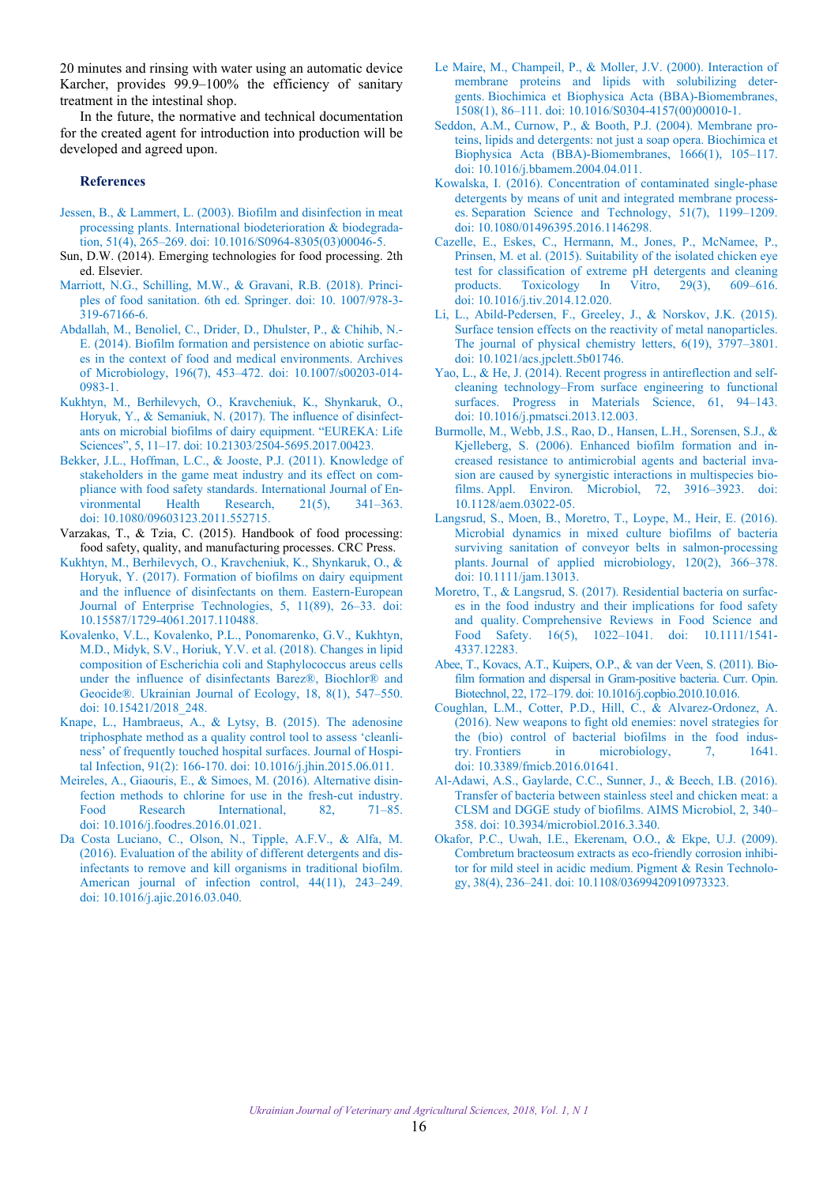20 minutes and rinsing with water using an automatic device Karcher, provides 99.9–100% the efficiency of sanitary treatment in the intestinal shop.

In the future, the normative and technical documentation for the created agent for introduction into production will be developed and agreed upon.

## References

Jessen, B., & Lammert, L. (2003). Biofilm and disinfection in meat processing plants. International biodeterioration & biodegradation, 51(4), 265–269. doi: 10.1016/S0964-8305(03)00046-5.

Sun, D.W. (2014). Emerging technologies for food processing. 2th ed. Elsevier.

Marriott, N.G., Schilling, M.W., & Gravani, R.B. (2018). Principles of food sanitation. 6th ed. Springer. doi: 10. 1007/978-3-319-67166-6.

Abdallah, M., Benoliel, C., Drider, D., Dhulster, P., & Chihib, N.-E. (2014). Biofilm formation and persistence on abiotic surfaces in the context of food and medical environments. Archives of Microbiology, 196(7), 453–472. doi: 10.1007/s00203-014-0983-1.

Kukhtyn, M., Berhilevych, O., Kravcheniuk, K., Shynkaruk, O., Horyuk, Y., & Semaniuk, N. (2017). The influence of disinfectants on microbial biofilms of dairy equipment. "EUREKA: Life Sciences", 5, 11–17. doi: 10.21303/2504-5695.2017.00423.

Bekker, J.L., Hoffman, L.C., & Jooste, P.J. (2011). Knowledge of stakeholders in the game meat industry and its effect on compliance with food safety standards. International Journal of Environmental Health Research, 21(5), 341–363. doi: 10.1080/09603123.2011.552715.

Varzakas, T., & Tzia, C. (2015). Handbook of food processing: food safety, quality, and manufacturing processes. CRC Press.

Kukhtyn, M., Berhilevych, O., Kravcheniuk, K., Shynkaruk, O., & Horyuk, Y. (2017). Formation of biofilms on dairy equipment and the influence of disinfectants on them. Eastern-European Journal of Enterprise Technologies, 5, 11(89), 26–33. doi: 10.15587/1729-4061.2017.110488.

Kovalenko, V.L., Kovalenko, P.L., Ponomarenko, G.V., Kukhtyn, M.D., Midyk, S.V., Horiuk, Y.V. et al. (2018). Changes in lipid composition of Escherichia coli and Staphylococcus areus cells under the influence of disinfectants Barez®, Biochlor® and Geocide®. Ukrainian Journal of Ecology, 18, 8(1), 547–550. doi: 10.15421/2018_248.

Knape, L., Hambraeus, A., & Lytsy, B. (2015). The adenosine triphosphate method as a quality control tool to assess 'cleanliness' of frequently touched hospital surfaces. Journal of Hospital Infection, 91(2): 166-170. doi: 10.1016/j.jhin.2015.06.011.

Meireles, A., Giaouris, E., & Simoes, M. (2016). Alternative disinfection methods to chlorine for use in the fresh-cut industry. Food Research International, 82, 71–85. doi: 10.1016/j.foodres.2016.01.021.

Da Costa Luciano, C., Olson, N., Tipple, A.F.V., & Alfa, M. (2016). Evaluation of the ability of different detergents and disinfectants to remove and kill organisms in traditional biofilm. American journal of infection control, 44(11), 243–249. doi: 10.1016/j.ajic.2016.03.040.

Le Maire, M., Champeil, P., & Moller, J.V. (2000). Interaction of membrane proteins and lipids with solubilizing detergents. Biochimica et Biophysica Acta (BBA)-Biomembranes, 1508(1), 86–111. doi: 10.1016/S0304-4157(00)00010-1.

Seddon, A.M., Curnow, P., & Booth, P.J. (2004). Membrane proteins, lipids and detergents: not just a soap opera. Biochimica et Biophysica Acta (BBA)-Biomembranes, 1666(1), 105–117. doi: 10.1016/j.bbamem.2004.04.011.

Kowalska, I. (2016). Concentration of contaminated single-phase detergents by means of unit and integrated membrane processes. Separation Science and Technology, 51(7), 1199–1209. doi: 10.1080/01496395.2016.1146298.

Cazelle, E., Eskes, C., Hermann, M., Jones, P., McNamee, P., Prinsen, M. et al. (2015). Suitability of the isolated chicken eye test for classification of extreme pH detergents and cleaning products. Toxicology In Vitro, 29(3), 609–616. doi: 10.1016/j.tiv.2014.12.020.

Li, L., Abild-Pedersen, F., Greeley, J., & Norskov, J.K. (2015). Surface tension effects on the reactivity of metal nanoparticles. The journal of physical chemistry letters, 6(19), 3797–3801. doi: 10.1021/acs.jpclett.5b01746.

Yao, L., & He, J. (2014). Recent progress in antireflection and self-cleaning technology–From surface engineering to functional surfaces. Progress in Materials Science, 61, 94–143. doi: 10.1016/j.pmatsci.2013.12.003.

Burmolle, M., Webb, J.S., Rao, D., Hansen, L.H., Sorensen, S.J., & Kjelleberg, S. (2006). Enhanced biofilm formation and increased resistance to antimicrobial agents and bacterial invasion are caused by synergistic interactions in multispecies biofilms. Appl. Environ. Microbiol, 72, 3916–3923. doi: 10.1128/aem.03022-05.

Langsrud, S., Moen, B., Moretro, T., Loype, M., Heir, E. (2016). Microbial dynamics in mixed culture biofilms of bacteria surviving sanitation of conveyor belts in salmon-processing plants. Journal of applied microbiology, 120(2), 366–378. doi: 10.1111/jam.13013.

Moretro, T., & Langsrud, S. (2017). Residential bacteria on surfaces in the food industry and their implications for food safety and quality. Comprehensive Reviews in Food Science and Food Safety. 16(5), 1022–1041. doi: 10.1111/1541-4337.12283.

Abee, T., Kovacs, A.T., Kuipers, O.P., & van der Veen, S. (2011). Biofilm formation and dispersal in Gram-positive bacteria. Curr. Opin. Biotechnol, 22, 172–179. doi: 10.1016/j.copbio.2010.10.016.

Coughlan, L.M., Cotter, P.D., Hill, C., & Alvarez-Ordonez, A. (2016). New weapons to fight old enemies: novel strategies for the (bio) control of bacterial biofilms in the food industry. Frontiers in microbiology, 7, 1641. doi: 10.3389/fmicb.2016.01641.

Al-Adawi, A.S., Gaylarde, C.C., Sunner, J., & Beech, I.B. (2016). Transfer of bacteria between stainless steel and chicken meat: a CLSM and DGGE study of biofilms. AIMS Microbiol, 2, 340–358. doi: 10.3934/microbiol.2016.3.340.

Okafor, P.C., Uwah, I.E., Ekerenam, O.O., & Ekpe, U.J. (2009). Combretum bracteosum extracts as eco-friendly corrosion inhibitor for mild steel in acidic medium. Pigment & Resin Technology, 38(4), 236–241. doi: 10.1108/03699420910973323.